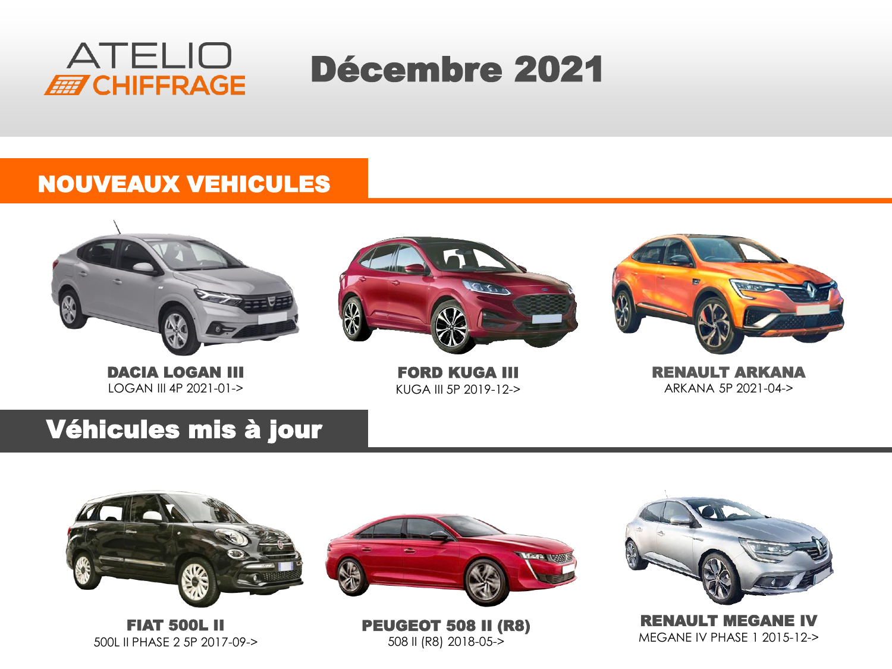ATELIO CHIFFRAGE

# Décembre 2021

## NOUVEAUX VEHICULES

**DACIA LOGAN III**
LOGAN III 4P 2021-01->

**FORD KUGA III**
KUGA III 5P 2019-12->

**RENAULT ARKANA**
ARKANA 5P 2021-04->

## Véhicules mis à jour

**FIAT 500L II**
500L II PHASE 2 5P 2017-09->

**PEUGEOT 508 II (R8)**
508 II (R8) 2018-05->

**RENAULT MEGANE IV**
MEGANE IV PHASE 1 2015-12->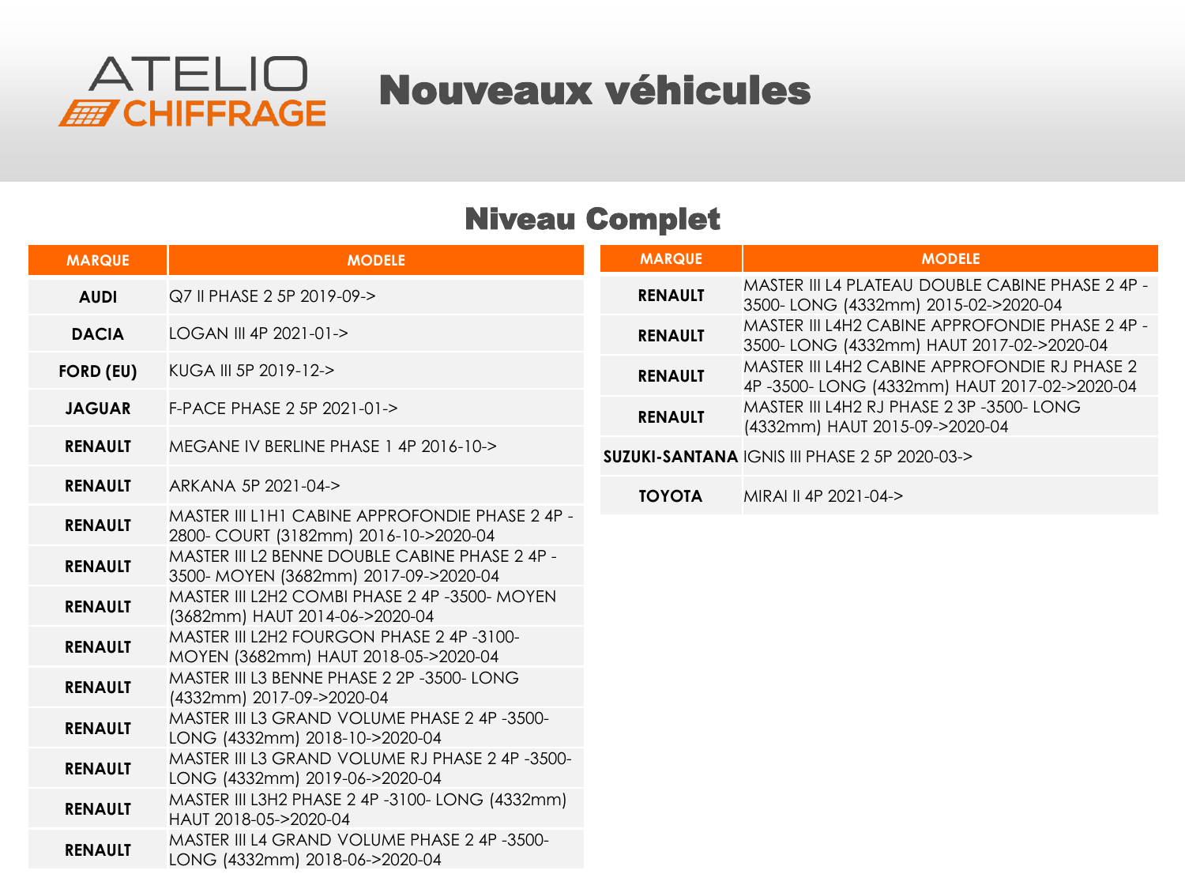# ATELIO CHIFFRAGE

# Nouveaux véhicules

## Niveau Complet

| MARQUE | MODELE |
|---|---|
| AUDI | Q7 II PHASE 2 5P 2019-09-> |
| DACIA | LOGAN III 4P 2021-01-> |
| FORD (EU) | KUGA III 5P 2019-12-> |
| JAGUAR | F-PACE PHASE 2 5P 2021-01-> |
| RENAULT | MEGANE IV BERLINE PHASE 1 4P 2016-10-> |
| RENAULT | ARKANA 5P 2021-04-> |
| RENAULT | MASTER III L1H1 CABINE APPROFONDIE PHASE 2 4P -2800- COURT (3182mm) 2016-10->2020-04 |
| RENAULT | MASTER III L2 BENNE DOUBLE CABINE PHASE 2 4P -3500- MOYEN (3682mm) 2017-09->2020-04 |
| RENAULT | MASTER III L2H2 COMBI PHASE 2 4P -3500- MOYEN (3682mm) HAUT 2014-06->2020-04 |
| RENAULT | MASTER III L2H2 FOURGON PHASE 2 4P -3100- MOYEN (3682mm) HAUT 2018-05->2020-04 |
| RENAULT | MASTER III L3 BENNE PHASE 2 2P -3500- LONG (4332mm) 2017-09->2020-04 |
| RENAULT | MASTER III L3 GRAND VOLUME PHASE 2 4P -3500- LONG (4332mm) 2018-10->2020-04 |
| RENAULT | MASTER III L3 GRAND VOLUME RJ PHASE 2 4P -3500- LONG (4332mm) 2019-06->2020-04 |
| RENAULT | MASTER III L3H2 PHASE 2 4P -3100- LONG (4332mm) HAUT 2018-05->2020-04 |
| RENAULT | MASTER III L4 GRAND VOLUME PHASE 2 4P -3500- LONG (4332mm) 2018-06->2020-04 |
| RENAULT | MASTER III L4 PLATEAU DOUBLE CABINE PHASE 2 4P -3500- LONG (4332mm) 2015-02->2020-04 |
| RENAULT | MASTER III L4H2 CABINE APPROFONDIE PHASE 2 4P -3500- LONG (4332mm) HAUT 2017-02->2020-04 |
| RENAULT | MASTER III L4H2 CABINE APPROFONDIE RJ PHASE 2 4P -3500- LONG (4332mm) HAUT 2017-02->2020-04 |
| RENAULT | MASTER III L4H2 RJ PHASE 2 3P -3500- LONG (4332mm) HAUT 2015-09->2020-04 |
| SUZUKI-SANTANA | IGNIS III PHASE 2 5P 2020-03-> |
| TOYOTA | MIRAI II 4P 2021-04-> |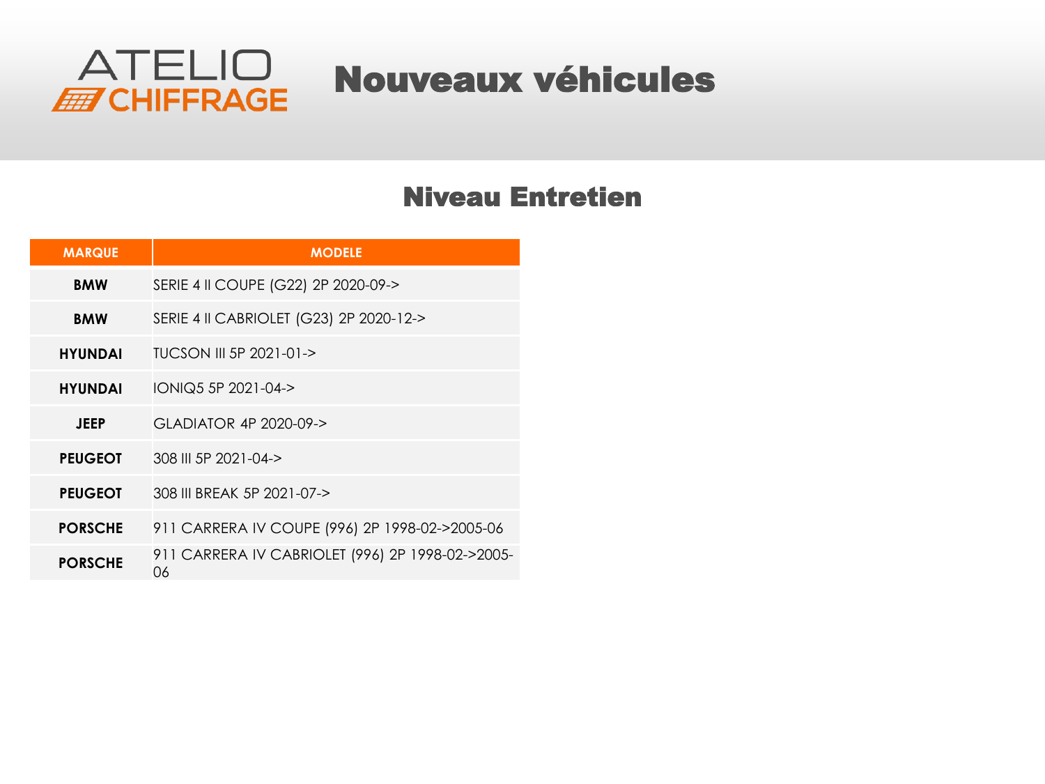# ATELIO CHIFFRAGE

# Nouveaux véhicules

## Niveau Entretien

| MARQUE | MODELE |
|---|---|
| **BMW** | SERIE 4 II COUPE (G22) 2P 2020-09-> |
| **BMW** | SERIE 4 II CABRIOLET (G23) 2P 2020-12-> |
| **HYUNDAI** | TUCSON III 5P 2021-01-> |
| **HYUNDAI** | IONIQ5 5P 2021-04-> |
| **JEEP** | GLADIATOR 4P 2020-09-> |
| **PEUGEOT** | 308 III 5P 2021-04-> |
| **PEUGEOT** | 308 III BREAK 5P 2021-07-> |
| **PORSCHE** | 911 CARRERA IV COUPE (996) 2P 1998-02->2005-06 |
| **PORSCHE** | 911 CARRERA IV CABRIOLET (996) 2P 1998-02->2005-06 |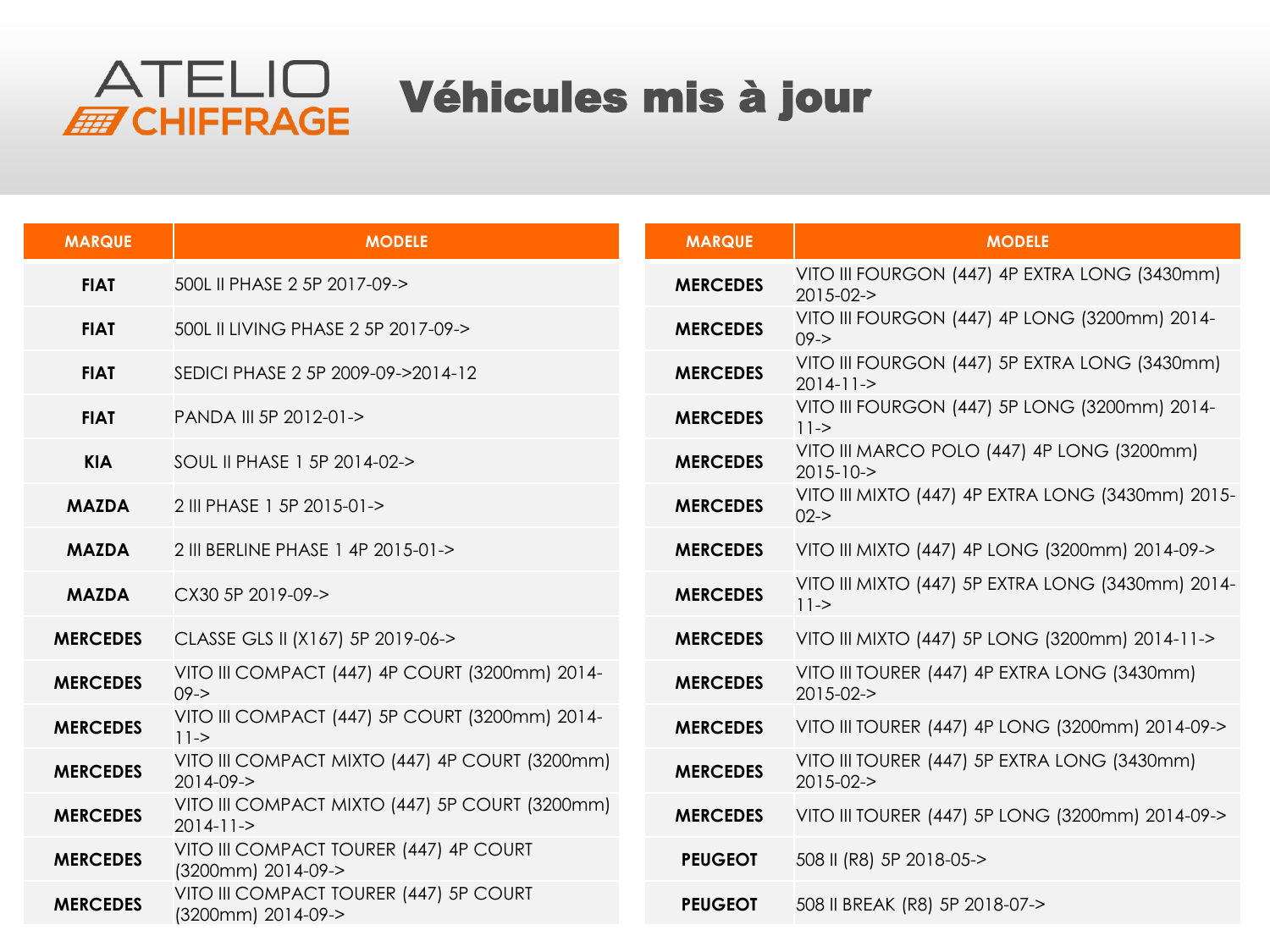ATELIO CHIFFRAGE

# Véhicules mis à jour

| MARQUE | MODELE |
|---|---|
| FIAT | 500L II PHASE 2 5P 2017-09-> |
| FIAT | 500L II LIVING PHASE 2 5P 2017-09-> |
| FIAT | SEDICI PHASE 2 5P 2009-09->2014-12 |
| FIAT | PANDA III 5P 2012-01-> |
| KIA | SOUL II PHASE 1 5P 2014-02-> |
| MAZDA | 2 III PHASE 1 5P 2015-01-> |
| MAZDA | 2 III BERLINE PHASE 1 4P 2015-01-> |
| MAZDA | CX30 5P 2019-09-> |
| MERCEDES | CLASSE GLS II (X167) 5P 2019-06-> |
| MERCEDES | VITO III COMPACT (447) 4P COURT (3200mm) 2014-09-> |
| MERCEDES | VITO III COMPACT (447) 5P COURT (3200mm) 2014-11-> |
| MERCEDES | VITO III COMPACT MIXTO (447) 4P COURT (3200mm) 2014-09-> |
| MERCEDES | VITO III COMPACT MIXTO (447) 5P COURT (3200mm) 2014-11-> |
| MERCEDES | VITO III COMPACT TOURER (447) 4P COURT (3200mm) 2014-09-> |
| MERCEDES | VITO III COMPACT TOURER (447) 5P COURT (3200mm) 2014-09-> |
| MERCEDES | VITO III FOURGON (447) 4P EXTRA LONG (3430mm) 2015-02-> |
| MERCEDES | VITO III FOURGON (447) 4P LONG (3200mm) 2014-09-> |
| MERCEDES | VITO III FOURGON (447) 5P EXTRA LONG (3430mm) 2014-11-> |
| MERCEDES | VITO III FOURGON (447) 5P LONG (3200mm) 2014-11-> |
| MERCEDES | VITO III MARCO POLO (447) 4P LONG (3200mm) 2015-10-> |
| MERCEDES | VITO III MIXTO (447) 4P EXTRA LONG (3430mm) 2015-02-> |
| MERCEDES | VITO III MIXTO (447) 4P LONG (3200mm) 2014-09-> |
| MERCEDES | VITO III MIXTO (447) 5P EXTRA LONG (3430mm) 2014-11-> |
| MERCEDES | VITO III MIXTO (447) 5P LONG (3200mm) 2014-11-> |
| MERCEDES | VITO III TOURER (447) 4P EXTRA LONG (3430mm) 2015-02-> |
| MERCEDES | VITO III TOURER (447) 4P LONG (3200mm) 2014-09-> |
| MERCEDES | VITO III TOURER (447) 5P EXTRA LONG (3430mm) 2015-02-> |
| MERCEDES | VITO III TOURER (447) 5P LONG (3200mm) 2014-09-> |
| PEUGEOT | 508 II (R8) 5P 2018-05-> |
| PEUGEOT | 508 II BREAK (R8) 5P 2018-07-> |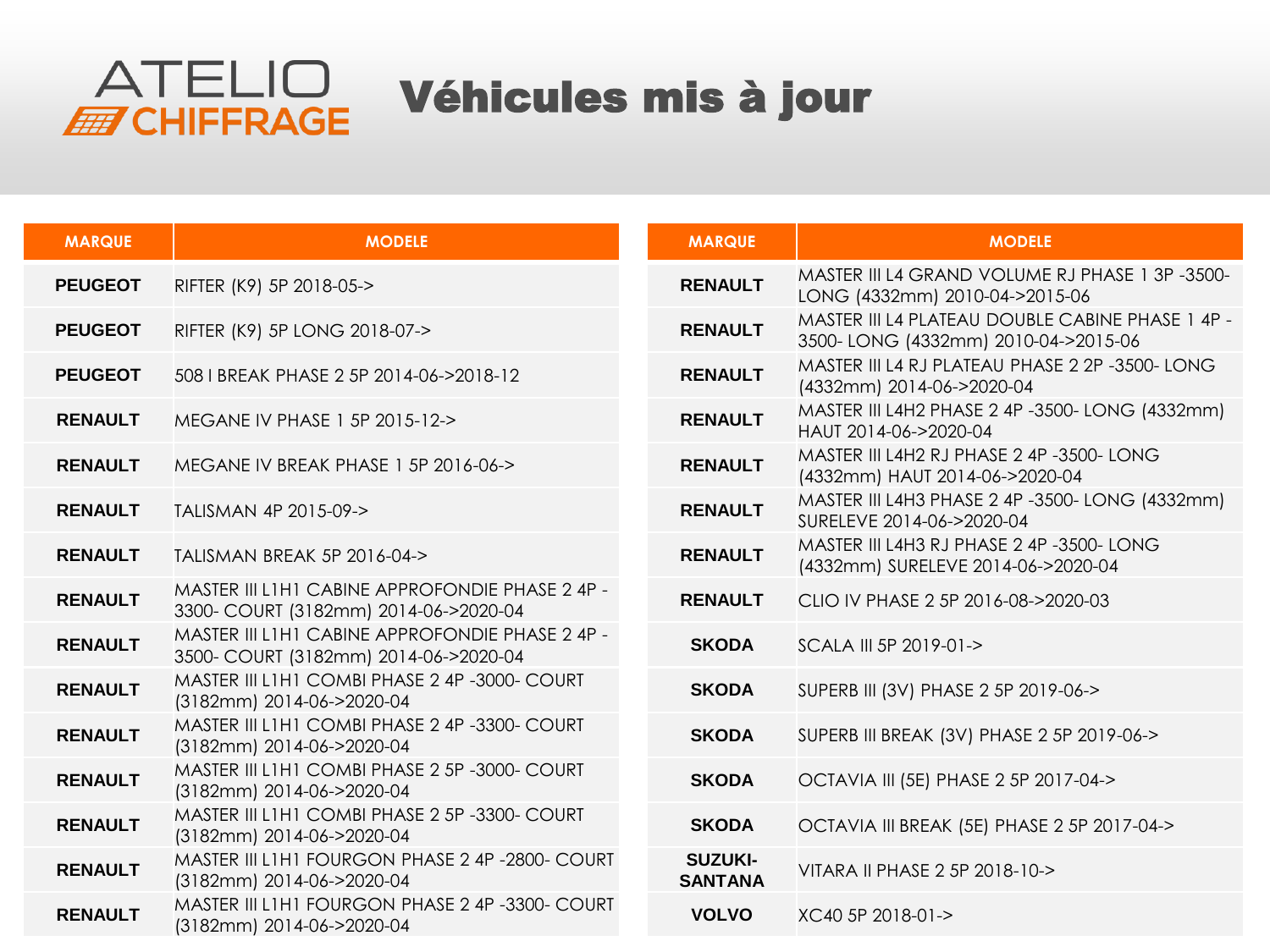ATELIO CHIFFRAGE

# Véhicules mis à jour

| MARQUE | MODELE |
| --- | --- |
| PEUGEOT | RIFTER (K9) 5P 2018-05-> |
| PEUGEOT | RIFTER (K9) 5P LONG 2018-07-> |
| PEUGEOT | 508 I BREAK PHASE 2 5P 2014-06->2018-12 |
| RENAULT | MEGANE IV PHASE 1 5P 2015-12-> |
| RENAULT | MEGANE IV BREAK PHASE 1 5P 2016-06-> |
| RENAULT | TALISMAN 4P 2015-09-> |
| RENAULT | TALISMAN BREAK 5P 2016-04-> |
| RENAULT | MASTER III L1H1 CABINE APPROFONDIE PHASE 2 4P -3300- COURT (3182mm) 2014-06->2020-04 |
| RENAULT | MASTER III L1H1 CABINE APPROFONDIE PHASE 2 4P -3500- COURT (3182mm) 2014-06->2020-04 |
| RENAULT | MASTER III L1H1 COMBI PHASE 2 4P -3000- COURT (3182mm) 2014-06->2020-04 |
| RENAULT | MASTER III L1H1 COMBI PHASE 2 4P -3300- COURT (3182mm) 2014-06->2020-04 |
| RENAULT | MASTER III L1H1 COMBI PHASE 2 5P -3000- COURT (3182mm) 2014-06->2020-04 |
| RENAULT | MASTER III L1H1 COMBI PHASE 2 5P -3300- COURT (3182mm) 2014-06->2020-04 |
| RENAULT | MASTER III L1H1 FOURGON PHASE 2 4P -2800- COURT (3182mm) 2014-06->2020-04 |
| RENAULT | MASTER III L1H1 FOURGON PHASE 2 4P -3300- COURT (3182mm) 2014-06->2020-04 |
| RENAULT | MASTER III L4 GRAND VOLUME RJ PHASE 1 3P -3500- LONG (4332mm) 2010-04->2015-06 |
| RENAULT | MASTER III L4 PLATEAU DOUBLE CABINE PHASE 1 4P -3500- LONG (4332mm) 2010-04->2015-06 |
| RENAULT | MASTER III L4 RJ PLATEAU PHASE 2 2P -3500- LONG (4332mm) 2014-06->2020-04 |
| RENAULT | MASTER III L4H2 PHASE 2 4P -3500- LONG (4332mm) HAUT 2014-06->2020-04 |
| RENAULT | MASTER III L4H2 RJ PHASE 2 4P -3500- LONG (4332mm) HAUT 2014-06->2020-04 |
| RENAULT | MASTER III L4H3 PHASE 2 4P -3500- LONG (4332mm) SURELEVE 2014-06->2020-04 |
| RENAULT | MASTER III L4H3 RJ PHASE 2 4P -3500- LONG (4332mm) SURELEVE 2014-06->2020-04 |
| RENAULT | CLIO IV PHASE 2 5P 2016-08->2020-03 |
| SKODA | SCALA III 5P 2019-01-> |
| SKODA | SUPERB III (3V) PHASE 2 5P 2019-06-> |
| SKODA | SUPERB III BREAK (3V) PHASE 2 5P 2019-06-> |
| SKODA | OCTAVIA III (5E) PHASE 2 5P 2017-04-> |
| SKODA | OCTAVIA III BREAK (5E) PHASE 2 5P 2017-04-> |
| SUZUKI-SANTANA | VITARA II PHASE 2 5P 2018-10-> |
| VOLVO | XC40 5P 2018-01-> |